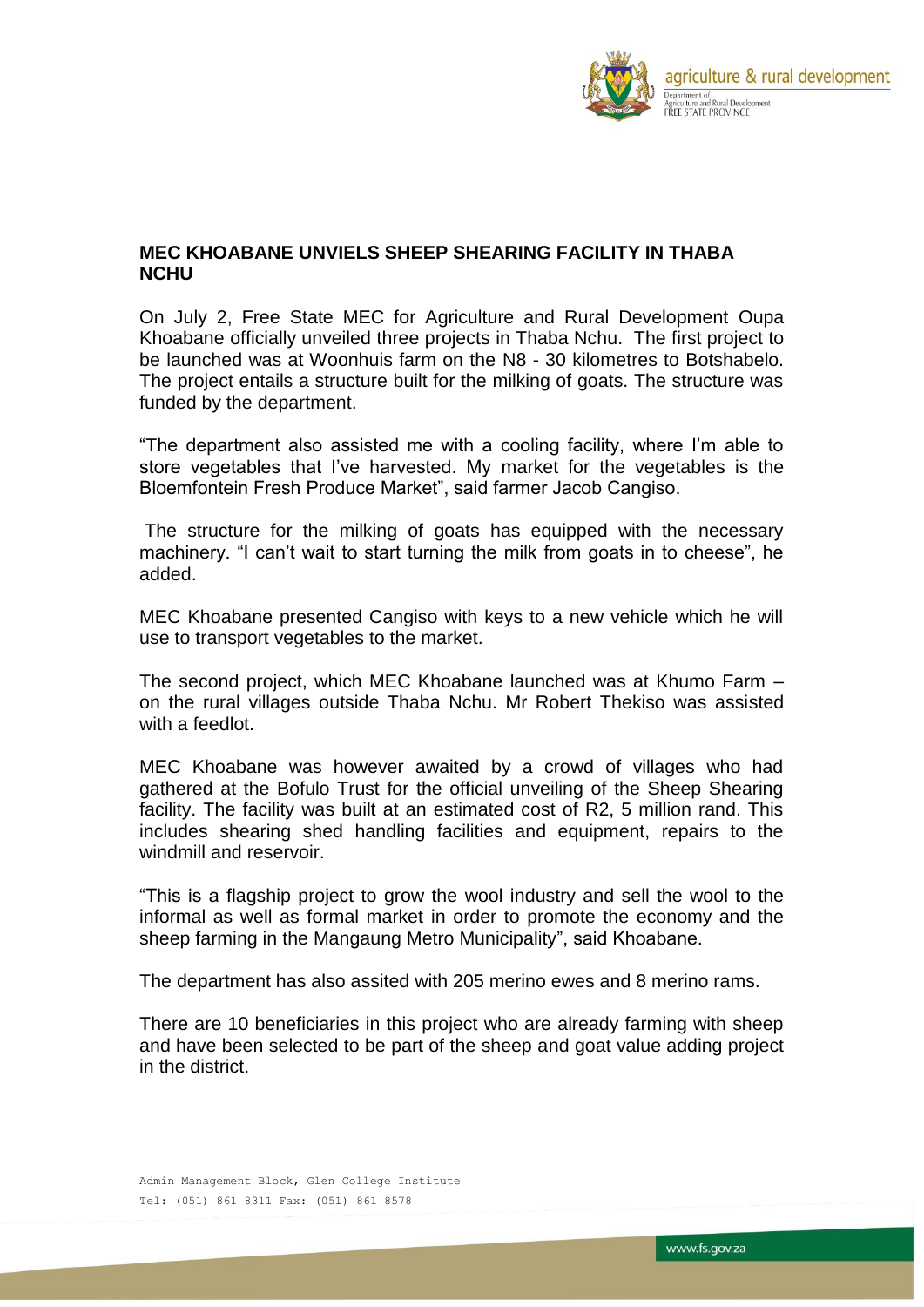# MEC KHOABANE UNVIELS SHEEP SHEARING FACILITY IN THABA NCHU

On July 2, Free State MEC for Agriculture and Rural Development Oupa Khoabane officially unveiled three projects in Thaba Nchu. The first project to be launched was at Woonhuis farm on the N8 - 30 kilometres to Botshabelo. The project entails a structure built for the milking of goats. The structure was funded by the department.

"The department also assisted me with a cooling facility, where I'm able to store vegetables that I've harvested. My market for the vegetables is the Bloemfontein Fresh Produce Market", said farmer Jacob Cangiso.

The structure for the milking of goats has equipped with the necessary machinery. "I can't wait to start turning the milk from goats in to cheese", he added.

MEC Khoabane presented Cangiso with keys to a new vehicle which he will use to transport vegetables to the market.

The second project, which MEC Khoabane launched was at Khumo Farm – on the rural villages outside Thaba Nchu. Mr Robert Thekiso was assisted with a feedlot.

MEC Khoabane was however awaited by a crowd of villages who had gathered at the Bofulo Trust for the official unveiling of the Sheep Shearing facility. The facility was built at an estimated cost of R2, 5 million rand. This includes shearing shed handling facilities and equipment, repairs to the windmill and reservoir.

"This is a flagship project to grow the wool industry and sell the wool to the informal as well as formal market in order to promote the economy and the sheep farming in the Mangaung Metro Municipality", said Khoabane.

The department has also assited with 205 merino ewes and 8 merino rams.

There are 10 beneficiaries in this project who are already farming with sheep and have been selected to be part of the sheep and goat value adding project in the district.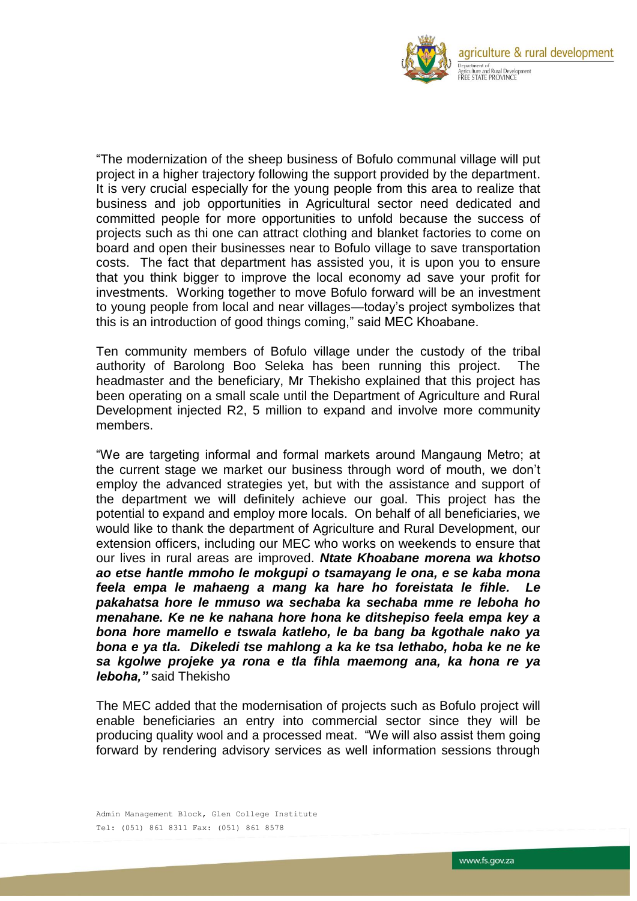"The modernization of the sheep business of Bofulo communal village will put project in a higher trajectory following the support provided by the department. It is very crucial especially for the young people from this area to realize that business and job opportunities in Agricultural sector need dedicated and committed people for more opportunities to unfold because the success of projects such as thi one can attract clothing and blanket factories to come on board and open their businesses near to Bofulo village to save transportation costs. The fact that department has assisted you, it is upon you to ensure that you think bigger to improve the local economy ad save your profit for investments. Working together to move Bofulo forward will be an investment to young people from local and near villages—today's project symbolizes that this is an introduction of good things coming," said MEC Khoabane.

Ten community members of Bofulo village under the custody of the tribal authority of Barolong Boo Seleka has been running this project. The headmaster and the beneficiary, Mr Thekisho explained that this project has been operating on a small scale until the Department of Agriculture and Rural Development injected R2, 5 million to expand and involve more community members.

"We are targeting informal and formal markets around Mangaung Metro; at the current stage we market our business through word of mouth, we don't employ the advanced strategies yet, but with the assistance and support of the department we will definitely achieve our goal. This project has the potential to expand and employ more locals. On behalf of all beneficiaries, we would like to thank the department of Agriculture and Rural Development, our extension officers, including our MEC who works on weekends to ensure that our lives in rural areas are improved. ***Ntate Khoabane morena wa khotso ao etse hantle mmoho le mokgupi o tsamayang le ona, e se kaba mona feela empa le mahaeng a mang ka hare ho foreistata le fihle. Le pakahatsa hore le mmuso wa sechaba ka sechaba mme re leboha ho menahane. Ke ne ke nahana hore hona ke ditshepiso feela empa key a bona hore mamello e tswala katleho, le ba bang ba kgothale nako ya bona e ya tla. Dikeledi tse mahlong a ka ke tsa lethabo, hoba ke ne ke sa kgolwe projeke ya rona e tla fihla maemong ana, ka hona re ya leboha,"*** said Thekisho

The MEC added that the modernisation of projects such as Bofulo project will enable beneficiaries an entry into commercial sector since they will be producing quality wool and a processed meat. "We will also assist them going forward by rendering advisory services as well information sessions through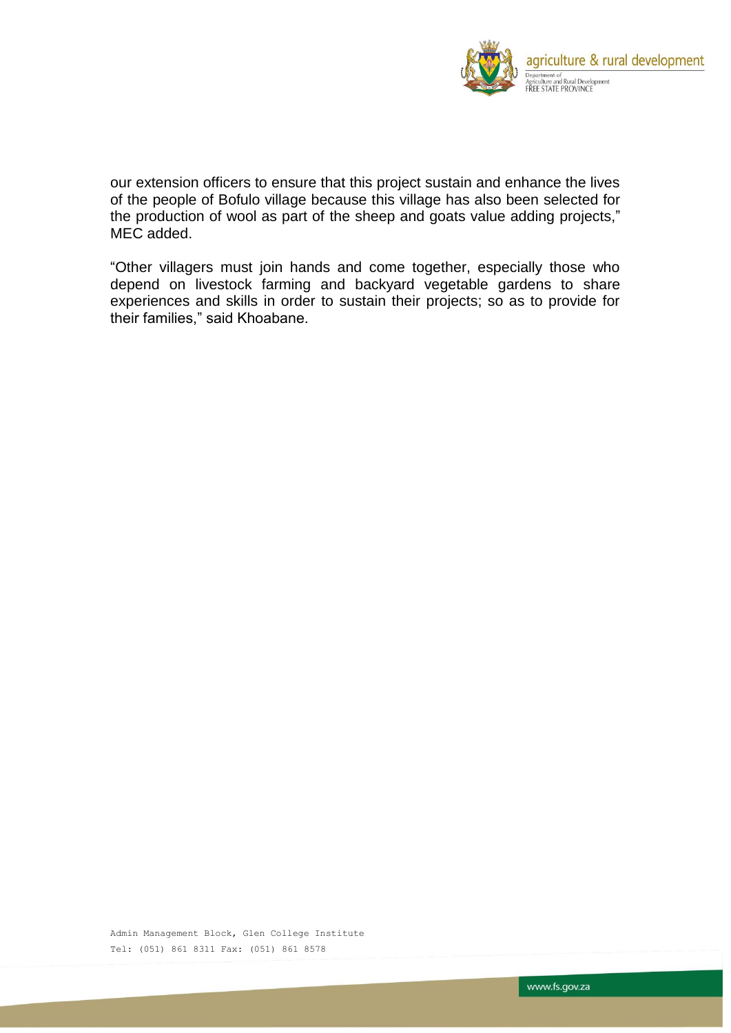our extension officers to ensure that this project sustain and enhance the lives of the people of Bofulo village because this village has also been selected for the production of wool as part of the sheep and goats value adding projects," MEC added.

"Other villagers must join hands and come together, especially those who depend on livestock farming and backyard vegetable gardens to share experiences and skills in order to sustain their projects; so as to provide for their families," said Khoabane.